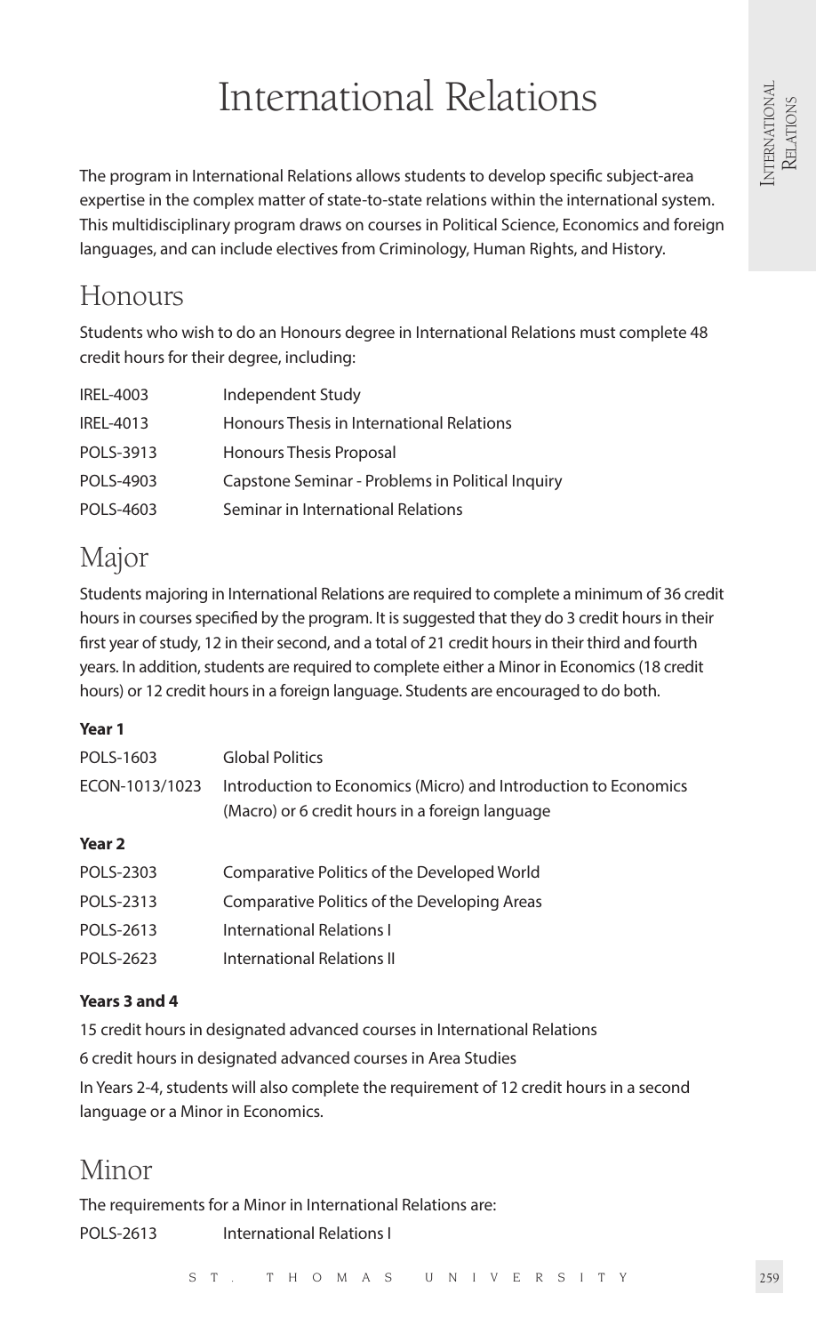# International Relations

The program in International Relations allows students to develop specific subject-area expertise in the complex matter of state-to-state relations within the international system. This multidisciplinary program draws on courses in Political Science, Economics and foreign languages, and can include electives from Criminology, Human Rights, and History.

## Honours

Students who wish to do an Honours degree in International Relations must complete 48 credit hours for their degree, including:

| | |
|---|---|
| IREL-4003 | Independent Study |
| IREL-4013 | Honours Thesis in International Relations |
| POLS-3913 | Honours Thesis Proposal |
| POLS-4903 | Capstone Seminar - Problems in Political Inquiry |
| POLS-4603 | Seminar in International Relations |

## Major

Students majoring in International Relations are required to complete a minimum of 36 credit hours in courses specified by the program. It is suggested that they do 3 credit hours in their first year of study, 12 in their second, and a total of 21 credit hours in their third and fourth years. In addition, students are required to complete either a Minor in Economics (18 credit hours) or 12 credit hours in a foreign language. Students are encouraged to do both.

**Year 1**

| | |
|---|---|
| POLS-1603 | Global Politics |
| ECON-1013/1023 | Introduction to Economics (Micro) and Introduction to Economics (Macro) or 6 credit hours in a foreign language |

**Year 2**

| | |
|---|---|
| POLS-2303 | Comparative Politics of the Developed World |
| POLS-2313 | Comparative Politics of the Developing Areas |
| POLS-2613 | International Relations I |
| POLS-2623 | International Relations II |

**Years 3 and 4**

15 credit hours in designated advanced courses in International Relations

6 credit hours in designated advanced courses in Area Studies

In Years 2-4, students will also complete the requirement of 12 credit hours in a second language or a Minor in Economics.

## Minor

The requirements for a Minor in International Relations are:

| | |
|---|---|
| POLS-2613 | International Relations I |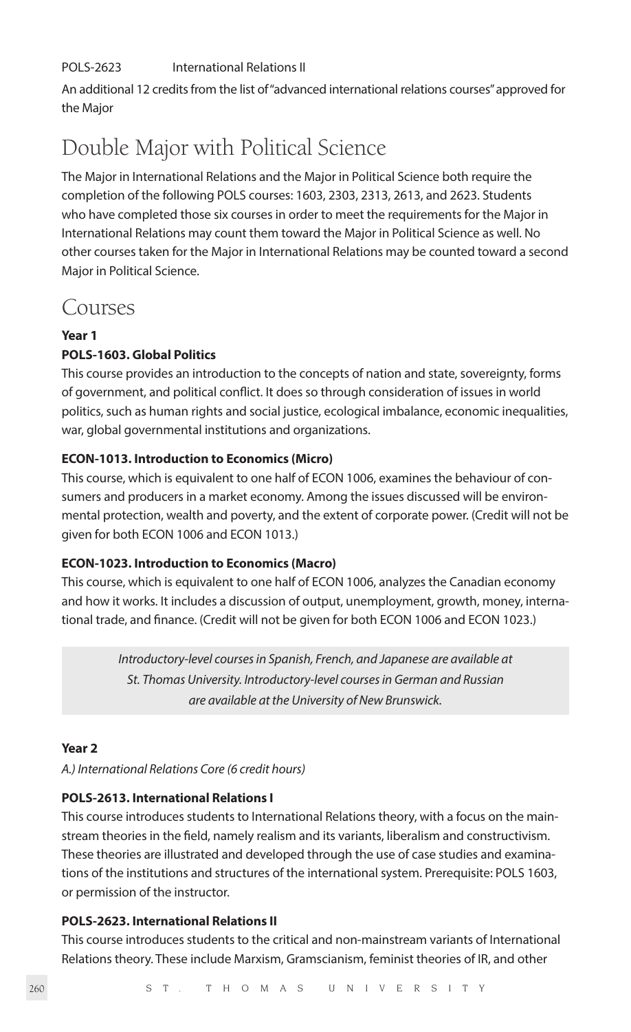POLS-2623 International Relations II

An additional 12 credits from the list of "advanced international relations courses" approved for the Major

## Double Major with Political Science

The Major in International Relations and the Major in Political Science both require the completion of the following POLS courses: 1603, 2303, 2313, 2613, and 2623. Students who have completed those six courses in order to meet the requirements for the Major in International Relations may count them toward the Major in Political Science as well. No other courses taken for the Major in International Relations may be counted toward a second Major in Political Science.

## Courses

**Year 1**

**POLS-1603. Global Politics**

This course provides an introduction to the concepts of nation and state, sovereignty, forms of government, and political conflict. It does so through consideration of issues in world politics, such as human rights and social justice, ecological imbalance, economic inequalities, war, global governmental institutions and organizations.

**ECON-1013. Introduction to Economics (Micro)**

This course, which is equivalent to one half of ECON 1006, examines the behaviour of consumers and producers in a market economy. Among the issues discussed will be environmental protection, wealth and poverty, and the extent of corporate power. (Credit will not be given for both ECON 1006 and ECON 1013.)

**ECON-1023. Introduction to Economics (Macro)**

This course, which is equivalent to one half of ECON 1006, analyzes the Canadian economy and how it works. It includes a discussion of output, unemployment, growth, money, international trade, and finance. (Credit will not be given for both ECON 1006 and ECON 1023.)

*Introductory-level courses in Spanish, French, and Japanese are available at St. Thomas University. Introductory-level courses in German and Russian are available at the University of New Brunswick.*

**Year 2**

*A.) International Relations Core (6 credit hours)*

**POLS-2613. International Relations I**

This course introduces students to International Relations theory, with a focus on the mainstream theories in the field, namely realism and its variants, liberalism and constructivism. These theories are illustrated and developed through the use of case studies and examinations of the institutions and structures of the international system. Prerequisite: POLS 1603, or permission of the instructor.

**POLS-2623. International Relations II**

This course introduces students to the critical and non-mainstream variants of International Relations theory. These include Marxism, Gramscianism, feminist theories of IR, and other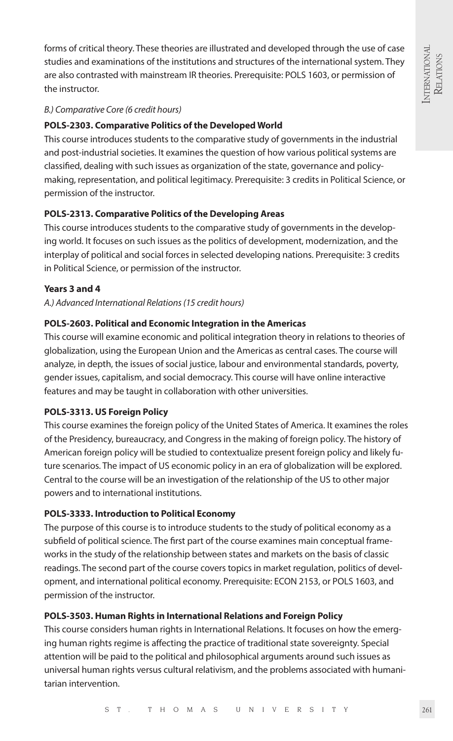forms of critical theory. These theories are illustrated and developed through the use of case studies and examinations of the institutions and structures of the international system. They are also contrasted with mainstream IR theories. Prerequisite: POLS 1603, or permission of the instructor.

*B.) Comparative Core (6 credit hours)*

**POLS-2303. Comparative Politics of the Developed World**

This course introduces students to the comparative study of governments in the industrial and post-industrial societies. It examines the question of how various political systems are classified, dealing with such issues as organization of the state, governance and policy-making, representation, and political legitimacy. Prerequisite: 3 credits in Political Science, or permission of the instructor.

**POLS-2313. Comparative Politics of the Developing Areas**

This course introduces students to the comparative study of governments in the developing world. It focuses on such issues as the politics of development, modernization, and the interplay of political and social forces in selected developing nations. Prerequisite: 3 credits in Political Science, or permission of the instructor.

**Years 3 and 4**

*A.) Advanced International Relations (15 credit hours)*

**POLS-2603. Political and Economic Integration in the Americas**

This course will examine economic and political integration theory in relations to theories of globalization, using the European Union and the Americas as central cases. The course will analyze, in depth, the issues of social justice, labour and environmental standards, poverty, gender issues, capitalism, and social democracy. This course will have online interactive features and may be taught in collaboration with other universities.

**POLS-3313. US Foreign Policy**

This course examines the foreign policy of the United States of America. It examines the roles of the Presidency, bureaucracy, and Congress in the making of foreign policy. The history of American foreign policy will be studied to contextualize present foreign policy and likely future scenarios. The impact of US economic policy in an era of globalization will be explored. Central to the course will be an investigation of the relationship of the US to other major powers and to international institutions.

**POLS-3333. Introduction to Political Economy**

The purpose of this course is to introduce students to the study of political economy as a subfield of political science. The first part of the course examines main conceptual frameworks in the study of the relationship between states and markets on the basis of classic readings. The second part of the course covers topics in market regulation, politics of development, and international political economy. Prerequisite: ECON 2153, or POLS 1603, and permission of the instructor.

**POLS-3503. Human Rights in International Relations and Foreign Policy**

This course considers human rights in International Relations. It focuses on how the emerging human rights regime is affecting the practice of traditional state sovereignty. Special attention will be paid to the political and philosophical arguments around such issues as universal human rights versus cultural relativism, and the problems associated with humanitarian intervention.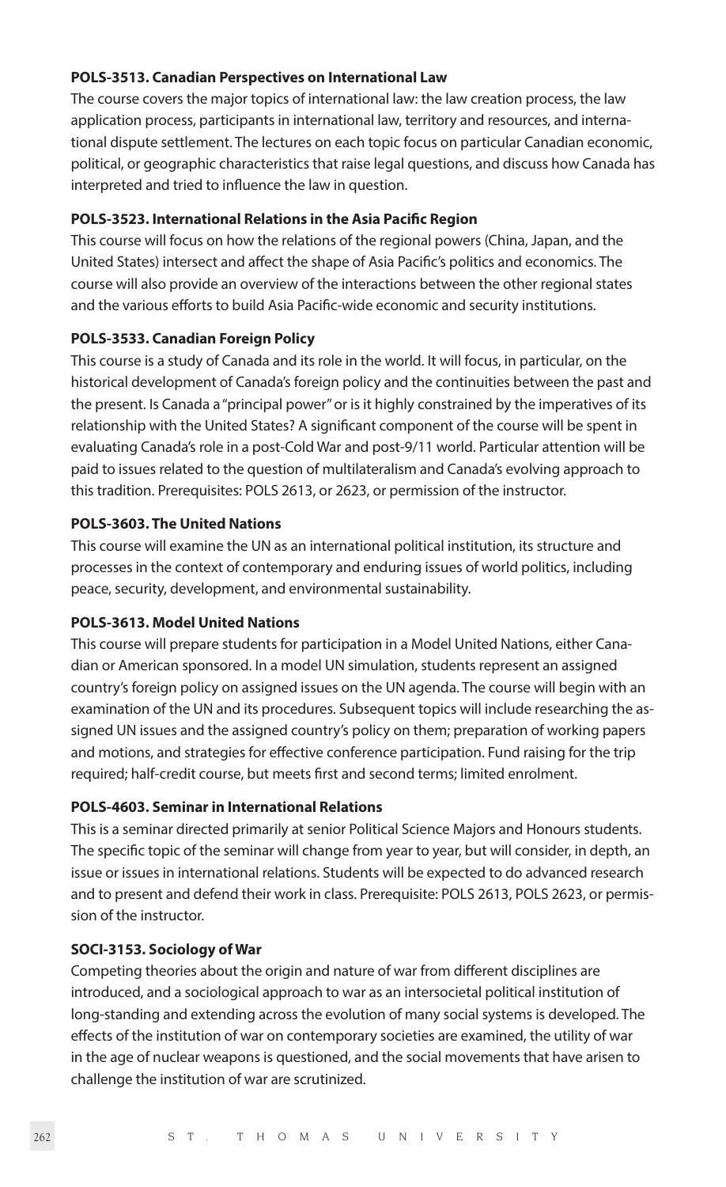**POLS-3513. Canadian Perspectives on International Law**

The course covers the major topics of international law: the law creation process, the law application process, participants in international law, territory and resources, and international dispute settlement. The lectures on each topic focus on particular Canadian economic, political, or geographic characteristics that raise legal questions, and discuss how Canada has interpreted and tried to influence the law in question.

**POLS-3523. International Relations in the Asia Pacific Region**

This course will focus on how the relations of the regional powers (China, Japan, and the United States) intersect and affect the shape of Asia Pacific's politics and economics. The course will also provide an overview of the interactions between the other regional states and the various efforts to build Asia Pacific-wide economic and security institutions.

**POLS-3533. Canadian Foreign Policy**

This course is a study of Canada and its role in the world. It will focus, in particular, on the historical development of Canada's foreign policy and the continuities between the past and the present. Is Canada a "principal power" or is it highly constrained by the imperatives of its relationship with the United States? A significant component of the course will be spent in evaluating Canada's role in a post-Cold War and post-9/11 world. Particular attention will be paid to issues related to the question of multilateralism and Canada's evolving approach to this tradition. Prerequisites: POLS 2613, or 2623, or permission of the instructor.

**POLS-3603. The United Nations**

This course will examine the UN as an international political institution, its structure and processes in the context of contemporary and enduring issues of world politics, including peace, security, development, and environmental sustainability.

**POLS-3613. Model United Nations**

This course will prepare students for participation in a Model United Nations, either Canadian or American sponsored. In a model UN simulation, students represent an assigned country's foreign policy on assigned issues on the UN agenda. The course will begin with an examination of the UN and its procedures. Subsequent topics will include researching the assigned UN issues and the assigned country's policy on them; preparation of working papers and motions, and strategies for effective conference participation. Fund raising for the trip required; half-credit course, but meets first and second terms; limited enrolment.

**POLS-4603. Seminar in International Relations**

This is a seminar directed primarily at senior Political Science Majors and Honours students. The specific topic of the seminar will change from year to year, but will consider, in depth, an issue or issues in international relations. Students will be expected to do advanced research and to present and defend their work in class. Prerequisite: POLS 2613, POLS 2623, or permission of the instructor.

**SOCI-3153. Sociology of War**

Competing theories about the origin and nature of war from different disciplines are introduced, and a sociological approach to war as an intersocietal political institution of long-standing and extending across the evolution of many social systems is developed. The effects of the institution of war on contemporary societies are examined, the utility of war in the age of nuclear weapons is questioned, and the social movements that have arisen to challenge the institution of war are scrutinized.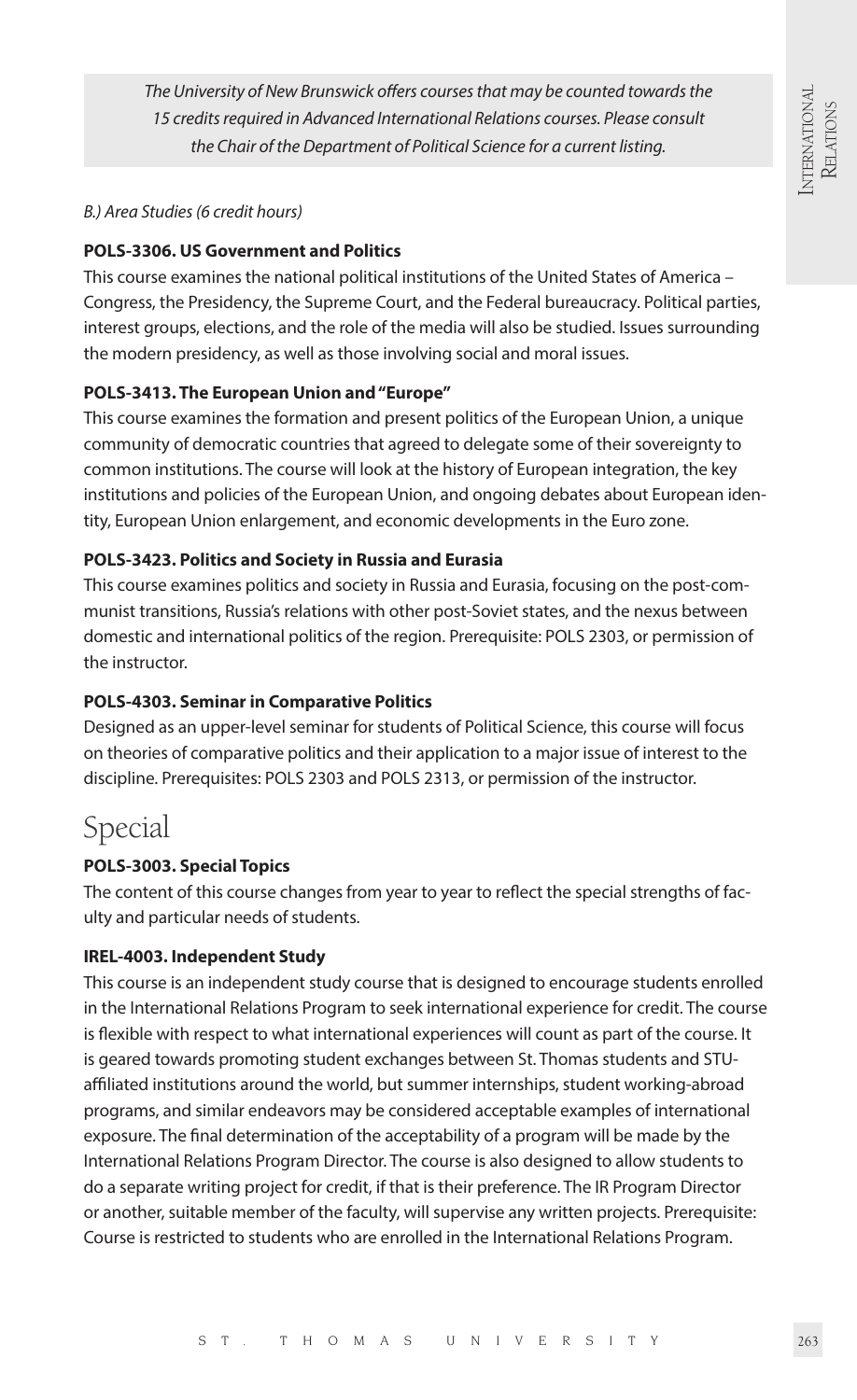*The University of New Brunswick offers courses that may be counted towards the 15 credits required in Advanced International Relations courses. Please consult the Chair of the Department of Political Science for a current listing.*

*B.) Area Studies (6 credit hours)*

**POLS-3306. US Government and Politics**

This course examines the national political institutions of the United States of America – Congress, the Presidency, the Supreme Court, and the Federal bureaucracy. Political parties, interest groups, elections, and the role of the media will also be studied. Issues surrounding the modern presidency, as well as those involving social and moral issues.

**POLS-3413. The European Union and "Europe"**

This course examines the formation and present politics of the European Union, a unique community of democratic countries that agreed to delegate some of their sovereignty to common institutions. The course will look at the history of European integration, the key institutions and policies of the European Union, and ongoing debates about European identity, European Union enlargement, and economic developments in the Euro zone.

**POLS-3423. Politics and Society in Russia and Eurasia**

This course examines politics and society in Russia and Eurasia, focusing on the post-communist transitions, Russia's relations with other post-Soviet states, and the nexus between domestic and international politics of the region. Prerequisite: POLS 2303, or permission of the instructor.

**POLS-4303. Seminar in Comparative Politics**

Designed as an upper-level seminar for students of Political Science, this course will focus on theories of comparative politics and their application to a major issue of interest to the discipline. Prerequisites: POLS 2303 and POLS 2313, or permission of the instructor.

# Special

**POLS-3003. Special Topics**

The content of this course changes from year to year to reflect the special strengths of faculty and particular needs of students.

**IREL-4003. Independent Study**

This course is an independent study course that is designed to encourage students enrolled in the International Relations Program to seek international experience for credit. The course is flexible with respect to what international experiences will count as part of the course. It is geared towards promoting student exchanges between St. Thomas students and STU-affiliated institutions around the world, but summer internships, student working-abroad programs, and similar endeavors may be considered acceptable examples of international exposure. The final determination of the acceptability of a program will be made by the International Relations Program Director. The course is also designed to allow students to do a separate writing project for credit, if that is their preference. The IR Program Director or another, suitable member of the faculty, will supervise any written projects. Prerequisite: Course is restricted to students who are enrolled in the International Relations Program.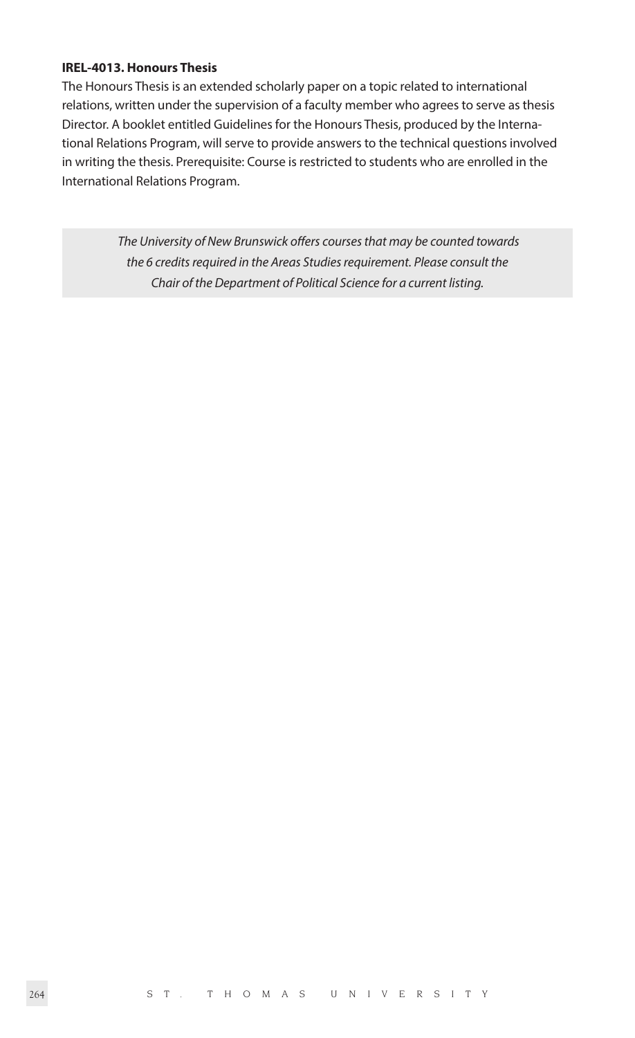**IREL-4013. Honours Thesis**

The Honours Thesis is an extended scholarly paper on a topic related to international relations, written under the supervision of a faculty member who agrees to serve as thesis Director. A booklet entitled Guidelines for the Honours Thesis, produced by the International Relations Program, will serve to provide answers to the technical questions involved in writing the thesis. Prerequisite: Course is restricted to students who are enrolled in the International Relations Program.

*The University of New Brunswick offers courses that may be counted towards the 6 credits required in the Areas Studies requirement. Please consult the Chair of the Department of Political Science for a current listing.*